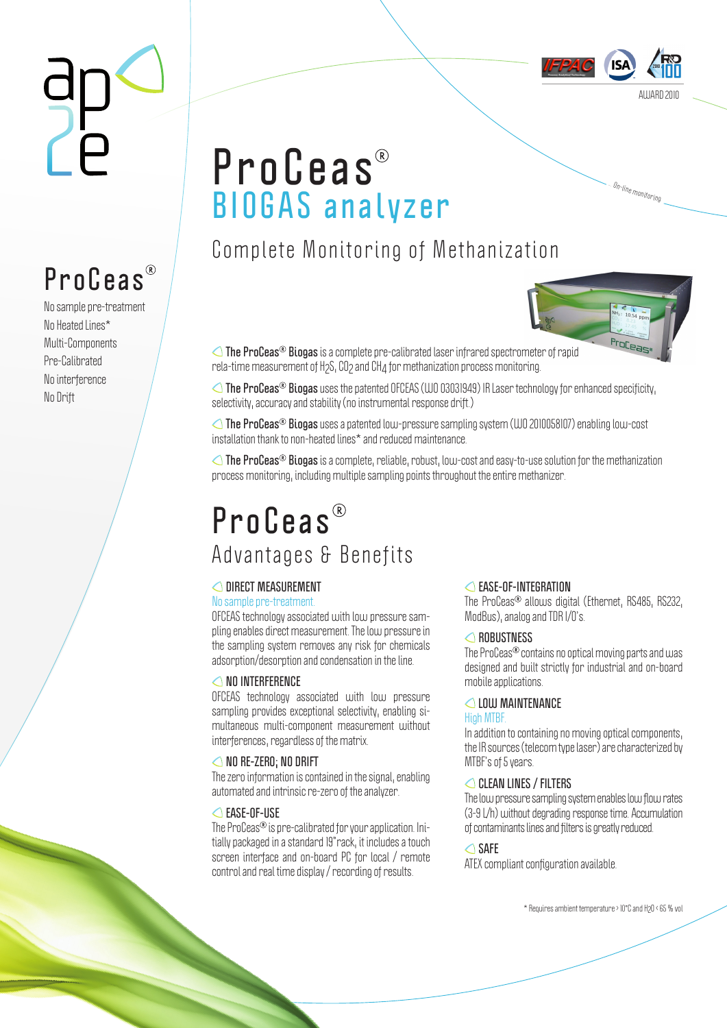AWARD 2010

# ProCeas®
## BIOGAS analyzer

On-line monitoring

### Complete Monitoring of Methanization

**ProCeas®**

No sample pre-treatment
No Heated Lines*
Multi-Components
Pre-Calibrated
No interference
No Drift

**The ProCeas® Biogas** is a complete pre-calibrated laser infrared spectrometer of rapid rela-time measurement of $H_2S$, $CO_2$ and $CH_4$ for methanization process monitoring.

**The ProCeas® Biogas** uses the patented OFCEAS (WO 03031949) IR Laser technology for enhanced specificity, selectivity, accuracy and stability (no instrumental response drift.)

**The ProCeas® Biogas** uses a patented low-pressure sampling system (WO 2010058107) enabling low-cost installation thank to non-heated lines* and reduced maintenance.

**The ProCeas® Biogas** is a complete, reliable, robust, low-cost and easy-to-use solution for the methanization process monitoring, including multiple sampling points throughout the entire methanizer.

# ProCeas®
## Advantages & Benefits

### DIRECT MEASUREMENT
No sample pre-treatment

OFCEAS technology associated with low pressure sampling enables direct measurement. The low pressure in the sampling system removes any risk for chemicals adsorption/desorption and condensation in the line.

### NO INTERFERENCE
OFCEAS technology associated with low pressure sampling provides exceptional selectivity, enabling simultaneous multi-component measurement without interferences, regardless of the matrix.

### NO RE-ZERO; NO DRIFT
The zero information is contained in the signal, enabling automated and intrinsic re-zero of the analyzer.

### EASE-OF-USE
The ProCeas® is pre-calibrated for your application. Initially packaged in a standard 19" rack, it includes a touch screen interface and on-board PC for local / remote control and real time display / recording of results.

### EASE-OF-INTEGRATION
The ProCeas® allows digital (Ethernet, RS485, RS232, ModBus), analog and TOR I/O's.

### ROBUSTNESS
The ProCeas® contains no optical moving parts and was designed and built strictly for industrial and on-board mobile applications.

### LOW MAINTENANCE
High MTBF

In addition to containing no moving optical components, the IR sources (telecom type laser) are characterized by MTBF's of 5 years.

### CLEAN LINES / FILTERS
The low pressure sampling system enables low flow rates (3-9 L/h) without degrading response time. Accumulation of contaminants lines and filters is greatly reduced.

### SAFE
ATEX compliant configuration available.

\* Requires ambient temperature > 10°C and $H_2O$ < 65 % vol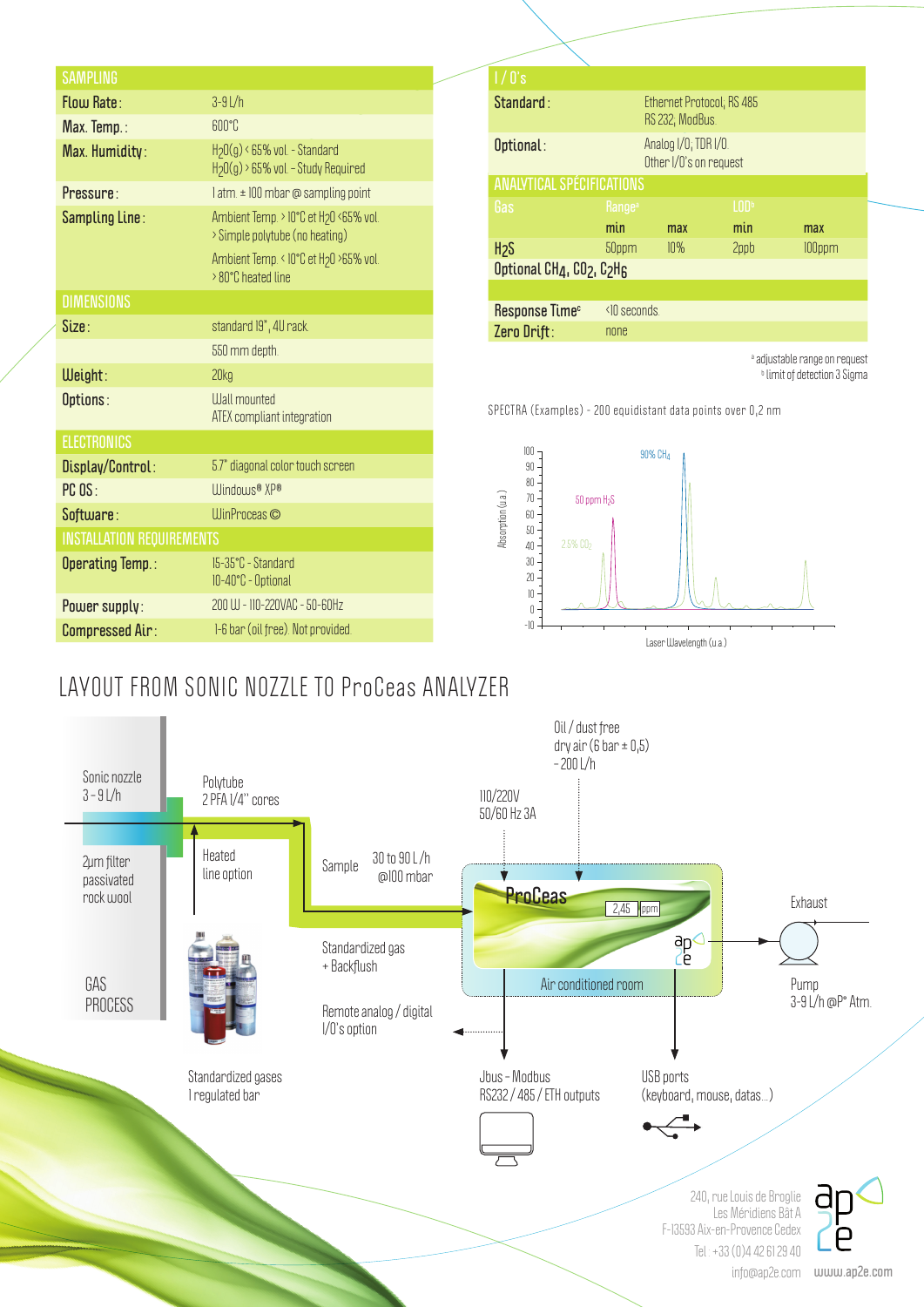| SAMPLING | |
|---|---|
| **Flow Rate**: | 3-9 L/h |
| **Max. Temp.**: | 600°C |
| **Max. Humidity**: | $H_2O(g)$ < 65% vol. - Standard<br>$H_2O(g)$ > 65% vol. - Study Required |
| **Pressure**: | 1 atm. ± 100 mbar @ sampling point |
| **Sampling Line**: | Ambient Temp. > 10°C et $H_2O$ <65% vol.<br>> Simple polytube (no heating)<br>Ambient Temp. < 10°C et $H_2O$ >65% vol.<br>> 80°C heated line |
| **DIMENSIONS** | |
| **Size**: | standard 19", 4U rack |
| | 550 mm depth |
| **Weight**: | 20kg |
| **Options**: | Wall mounted<br>ATEX compliant integration |
| **ELECTRONICS** | |
| **Display/Control**: | 5.7" diagonal color touch screen |
| **PC OS**: | Windows® XP® |
| **Software**: | WinProceas © |
| **INSTALLATION REQUIREMENTS** | |
| **Operating Temp.**: | 15-35°C - Standard<br>10-40°C - Optional |
| **Power supply**: | 200 W - 110-220VAC - 50-60Hz |
| **Compressed Air**: | 1-6 bar (oil free). Not provided |

| I / O's | |
|---|---|
| **Standard**: | Ethernet Protocol, RS 485<br>RS 232, ModBus |
| **Optional**: | Analog I/O, TOR I/O<br>Other I/O's on request |

| ANALYTICAL SPECIFICATIONS | | | | |
|---|---|---|---|---|
| Gas | Range[a] | | LOD[b] | |
| | min | max | min | max |
| $H_2S$ | 50ppm | 10% | 2ppb | 100ppm |
| Optional $CH_4$, $CO_2$, $C_2H_6$ | | | | |
| **Response Time**[c] | <10 seconds | | | |
| **Zero Drift**: | none | | | |

[a] adjustable range on request
[b] limit of detection 3 Sigma

SPECTRA (Examples) - 200 equidistant data points over 0,2 nm

Absorption (u.a.)
100
90
80
70
60
50
40
30
20
10
0
-10
90% $CH_4$
50 ppm $H_2S$
2.5% $CO_2$
Laser Wavelength (u.a.)

## LAYOUT FROM SONIC NOZZLE TO ProCeas ANALYZER

Sonic nozzle
3 - 9 L/h

2µm filter
passivated
rock wool

GAS
PROCESS

Polytube
2 PFA 1/4" cores

Heated
line option

Sample

30 to 90 L/h
@100 mbar

Standardized gas
+ Backflush

Remote analog / digital
I/O's option

Standardized gases
1 regulated bar

110/220V
50/60 Hz 3A

Oil / dust free
dry air (6 bar ± 0,5)
- 200 L/h

ProCeas
2,45 ppm

Air conditioned room

Exhaust

Pump
3-9 L/h @P° Atm.

Jbus - Modbus
RS232 / 485 / ETH outputs

USB ports
(keyboard, mouse, datas...)

240, rue Louis de Broglie
Les Méridiens Bât A
F-13593 Aix-en-Provence Cedex
Tel. +33 (0)4 42 61 29 40
info@ap2e.com
www.ap2e.com